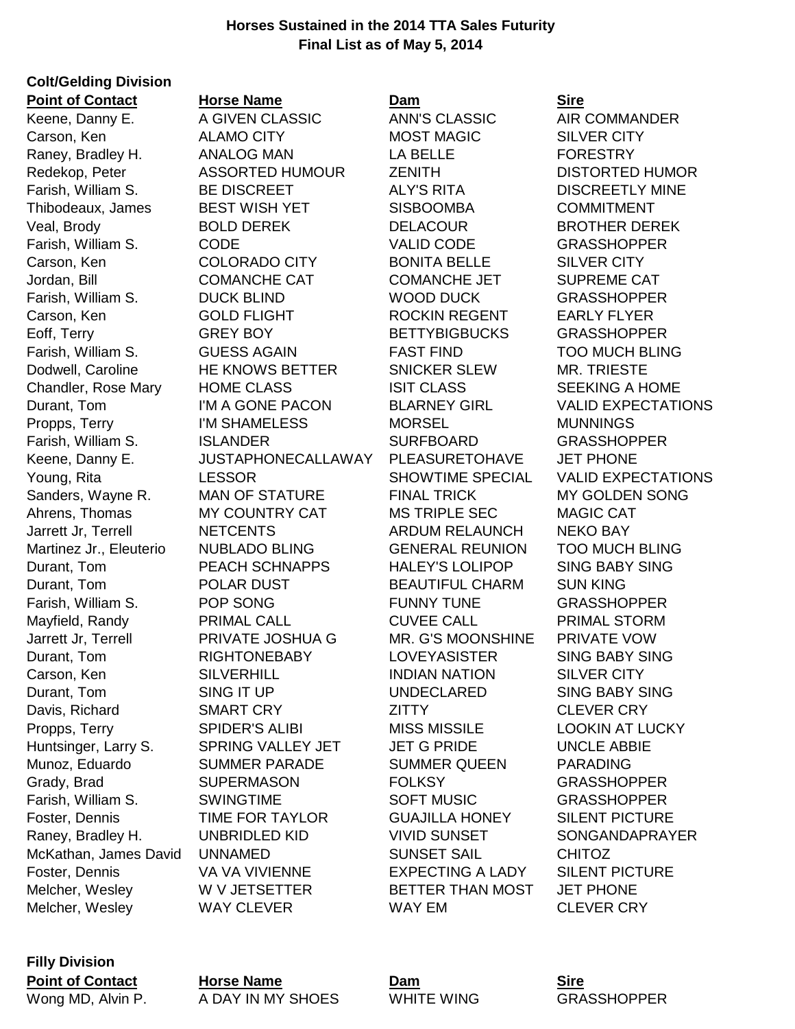**Horses Sustained in the 2014 TTA Sales Futurity**
**Final List as of May 5, 2014**

**Colt/Gelding Division**

| Point of Contact | Horse Name | Dam | Sire |
|---|---|---|---|
| Keene, Danny E. | A GIVEN CLASSIC | ANN'S CLASSIC | AIR COMMANDER |
| Carson, Ken | ALAMO CITY | MOST MAGIC | SILVER CITY |
| Raney, Bradley H. | ANALOG MAN | LA BELLE | FORESTRY |
| Redekop, Peter | ASSORTED HUMOUR | ZENITH | DISTORTED HUMOR |
| Farish, William S. | BE DISCREET | ALY'S RITA | DISCREETLY MINE |
| Thibodeaux, James | BEST WISH YET | SISBOOMBA | COMMITMENT |
| Veal, Brody | BOLD DEREK | DELACOUR | BROTHER DEREK |
| Farish, William S. | CODE | VALID CODE | GRASSHOPPER |
| Carson, Ken | COLORADO CITY | BONITA BELLE | SILVER CITY |
| Jordan, Bill | COMANCHE CAT | COMANCHE JET | SUPREME CAT |
| Farish, William S. | DUCK BLIND | WOOD DUCK | GRASSHOPPER |
| Carson, Ken | GOLD FLIGHT | ROCKIN REGENT | EARLY FLYER |
| Eoff, Terry | GREY BOY | BETTYBIGBUCKS | GRASSHOPPER |
| Farish, William S. | GUESS AGAIN | FAST FIND | TOO MUCH BLING |
| Dodwell, Caroline | HE KNOWS BETTER | SNICKER SLEW | MR. TRIESTE |
| Chandler, Rose Mary | HOME CLASS | ISIT CLASS | SEEKING A HOME |
| Durant, Tom | I'M A GONE PACON | BLARNEY GIRL | VALID EXPECTATIONS |
| Propps, Terry | I'M SHAMELESS | MORSEL | MUNNINGS |
| Farish, William S. | ISLANDER | SURFBOARD | GRASSHOPPER |
| Keene, Danny E. | JUSTAPHONECALLAWAY | PLEASURETOHAVE | JET PHONE |
| Young, Rita | LESSOR | SHOWTIME SPECIAL | VALID EXPECTATIONS |
| Sanders, Wayne R. | MAN OF STATURE | FINAL TRICK | MY GOLDEN SONG |
| Ahrens, Thomas | MY COUNTRY CAT | MS TRIPLE SEC | MAGIC CAT |
| Jarrett Jr, Terrell | NETCENTS | ARDUM RELAUNCH | NEKO BAY |
| Martinez Jr., Eleuterio | NUBLADO BLING | GENERAL REUNION | TOO MUCH BLING |
| Durant, Tom | PEACH SCHNAPPS | HALEY'S LOLIPOP | SING BABY SING |
| Durant, Tom | POLAR DUST | BEAUTIFUL CHARM | SUN KING |
| Farish, William S. | POP SONG | FUNNY TUNE | GRASSHOPPER |
| Mayfield, Randy | PRIMAL CALL | CUVEE CALL | PRIMAL STORM |
| Jarrett Jr, Terrell | PRIVATE JOSHUA G | MR. G'S MOONSHINE | PRIVATE VOW |
| Durant, Tom | RIGHTONEBABY | LOVEYASISTER | SING BABY SING |
| Carson, Ken | SILVERHILL | INDIAN NATION | SILVER CITY |
| Durant, Tom | SING IT UP | UNDECLARED | SING BABY SING |
| Davis, Richard | SMART CRY | ZITTY | CLEVER CRY |
| Propps, Terry | SPIDER'S ALIBI | MISS MISSILE | LOOKIN AT LUCKY |
| Huntsinger, Larry S. | SPRING VALLEY JET | JET G PRIDE | UNCLE ABBIE |
| Munoz, Eduardo | SUMMER PARADE | SUMMER QUEEN | PARADING |
| Grady, Brad | SUPERMASON | FOLKSY | GRASSHOPPER |
| Farish, William S. | SWINGTIME | SOFT MUSIC | GRASSHOPPER |
| Foster, Dennis | TIME FOR TAYLOR | GUAJILLA HONEY | SILENT PICTURE |
| Raney, Bradley H. | UNBRIDLED KID | VIVID SUNSET | SONGANDAPRAYER |
| McKathan, James David | UNNAMED | SUNSET SAIL | CHITOZ |
| Foster, Dennis | VA VA VIVIENNE | EXPECTING A LADY | SILENT PICTURE |
| Melcher, Wesley | W V JETSETTER | BETTER THAN MOST | JET PHONE |
| Melcher, Wesley | WAY CLEVER | WAY EM | CLEVER CRY |

**Filly Division**

| Point of Contact | Horse Name | Dam | Sire |
|---|---|---|---|
| Wong MD, Alvin P. | A DAY IN MY SHOES | WHITE WING | GRASSHOPPER |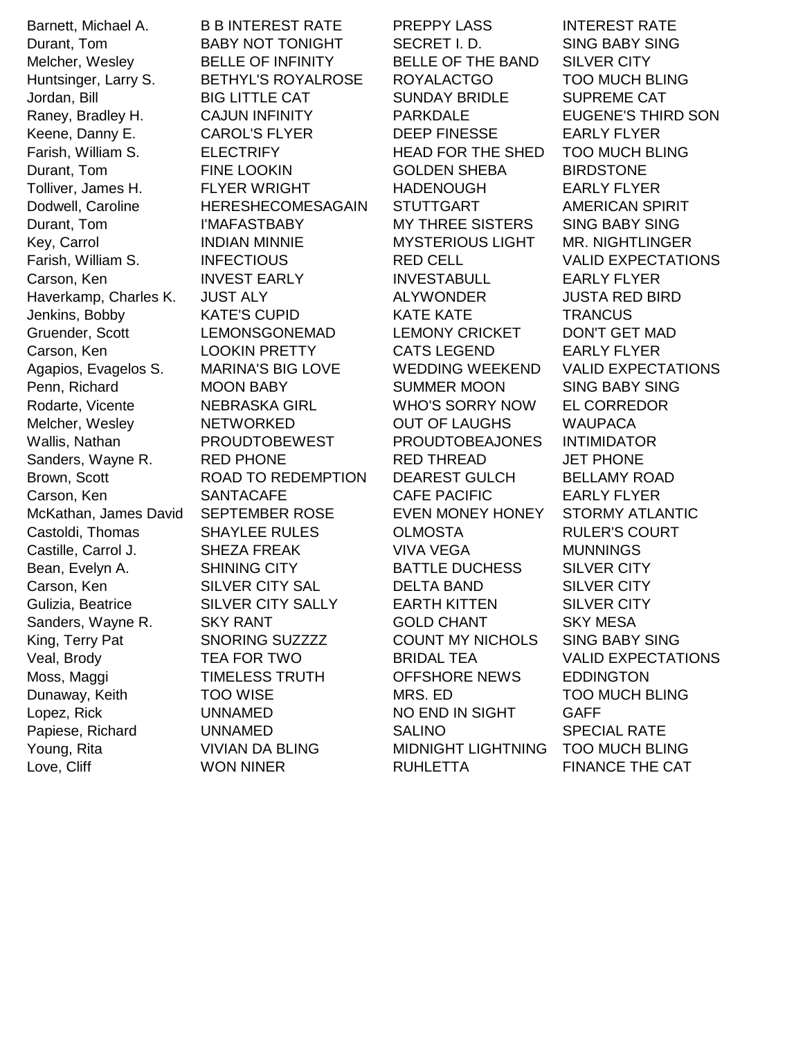| | | | |
|---|---|---|---|
| Barnett, Michael A. | B B INTEREST RATE | PREPPY LASS | INTEREST RATE |
| Durant, Tom | BABY NOT TONIGHT | SECRET I. D. | SING BABY SING |
| Melcher, Wesley | BELLE OF INFINITY | BELLE OF THE BAND | SILVER CITY |
| Huntsinger, Larry S. | BETHYL'S ROYALROSE | ROYALACTGO | TOO MUCH BLING |
| Jordan, Bill | BIG LITTLE CAT | SUNDAY BRIDLE | SUPREME CAT |
| Raney, Bradley H. | CAJUN INFINITY | PARKDALE | EUGENE'S THIRD SON |
| Keene, Danny E. | CAROL'S FLYER | DEEP FINESSE | EARLY FLYER |
| Farish, William S. | ELECTRIFY | HEAD FOR THE SHED | TOO MUCH BLING |
| Durant, Tom | FINE LOOKIN | GOLDEN SHEBA | BIRDSTONE |
| Tolliver, James H. | FLYER WRIGHT | HADENOUGH | EARLY FLYER |
| Dodwell, Caroline | HERESHECOMESAGAIN | STUTTGART | AMERICAN SPIRIT |
| Durant, Tom | I'MAFASTBABY | MY THREE SISTERS | SING BABY SING |
| Key, Carrol | INDIAN MINNIE | MYSTERIOUS LIGHT | MR. NIGHTLINGER |
| Farish, William S. | INFECTIOUS | RED CELL | VALID EXPECTATIONS |
| Carson, Ken | INVEST EARLY | INVESTABULL | EARLY FLYER |
| Haverkamp, Charles K. | JUST ALY | ALYWONDER | JUSTA RED BIRD |
| Jenkins, Bobby | KATE'S CUPID | KATE KATE | TRANCUS |
| Gruender, Scott | LEMONSGONEMAD | LEMONY CRICKET | DON'T GET MAD |
| Carson, Ken | LOOKIN PRETTY | CATS LEGEND | EARLY FLYER |
| Agapios, Evagelos S. | MARINA'S BIG LOVE | WEDDING WEEKEND | VALID EXPECTATIONS |
| Penn, Richard | MOON BABY | SUMMER MOON | SING BABY SING |
| Rodarte, Vicente | NEBRASKA GIRL | WHO'S SORRY NOW | EL CORREDOR |
| Melcher, Wesley | NETWORKED | OUT OF LAUGHS | WAUPACA |
| Wallis, Nathan | PROUDTOBEWEST | PROUDTOBEAJONES | INTIMIDATOR |
| Sanders, Wayne R. | RED PHONE | RED THREAD | JET PHONE |
| Brown, Scott | ROAD TO REDEMPTION | DEAREST GULCH | BELLAMY ROAD |
| Carson, Ken | SANTACAFE | CAFE PACIFIC | EARLY FLYER |
| McKathan, James David | SEPTEMBER ROSE | EVEN MONEY HONEY | STORMY ATLANTIC |
| Castoldi, Thomas | SHAYLEE RULES | OLMOSTA | RULER'S COURT |
| Castille, Carrol J. | SHEZA FREAK | VIVA VEGA | MUNNINGS |
| Bean, Evelyn A. | SHINING CITY | BATTLE DUCHESS | SILVER CITY |
| Carson, Ken | SILVER CITY SAL | DELTA BAND | SILVER CITY |
| Gulizia, Beatrice | SILVER CITY SALLY | EARTH KITTEN | SILVER CITY |
| Sanders, Wayne R. | SKY RANT | GOLD CHANT | SKY MESA |
| King, Terry Pat | SNORING SUZZZZ | COUNT MY NICHOLS | SING BABY SING |
| Veal, Brody | TEA FOR TWO | BRIDAL TEA | VALID EXPECTATIONS |
| Moss, Maggi | TIMELESS TRUTH | OFFSHORE NEWS | EDDINGTON |
| Dunaway, Keith | TOO WISE | MRS. ED | TOO MUCH BLING |
| Lopez, Rick | UNNAMED | NO END IN SIGHT | GAFF |
| Papiese, Richard | UNNAMED | SALINO | SPECIAL RATE |
| Young, Rita | VIVIAN DA BLING | MIDNIGHT LIGHTNING | TOO MUCH BLING |
| Love, Cliff | WON NINER | RUHLETTA | FINANCE THE CAT |